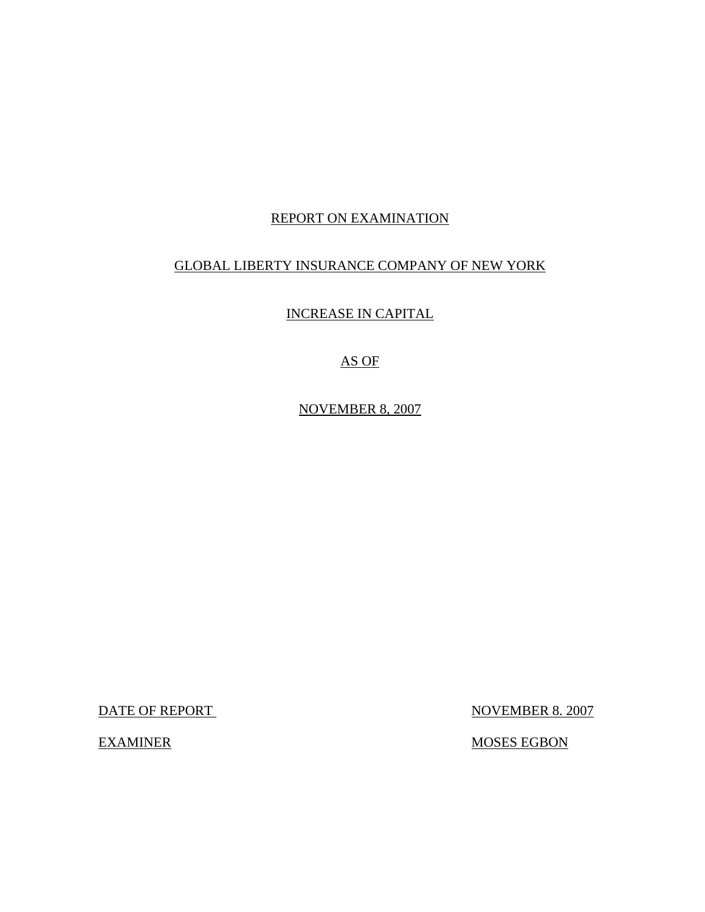# REPORT ON EXAMINATION

# GLOBAL LIBERTY INSURANCE COMPANY OF NEW YORK

# INCREASE IN CAPITAL

# AS OF

# NOVEMBER 8, 2007

| | |
|---|---|
| DATE OF REPORT | NOVEMBER 8. 2007 |
| EXAMINER | MOSES EGBON |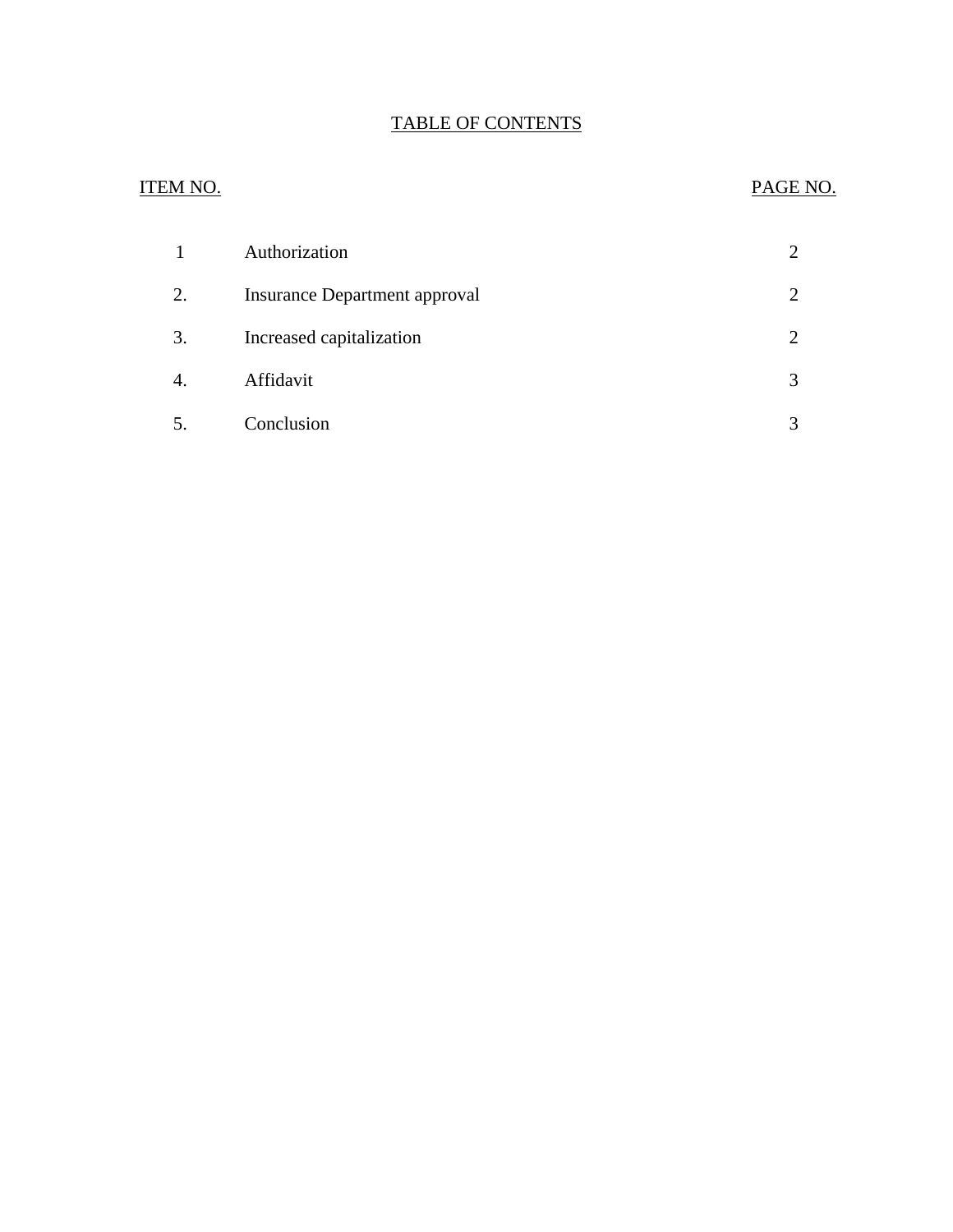# TABLE OF CONTENTS

| ITEM NO. | | PAGE NO. |
|---|---|---|
| 1 | Authorization | 2 |
| 2. | Insurance Department approval | 2 |
| 3. | Increased capitalization | 2 |
| 4. | Affidavit | 3 |
| 5. | Conclusion | 3 |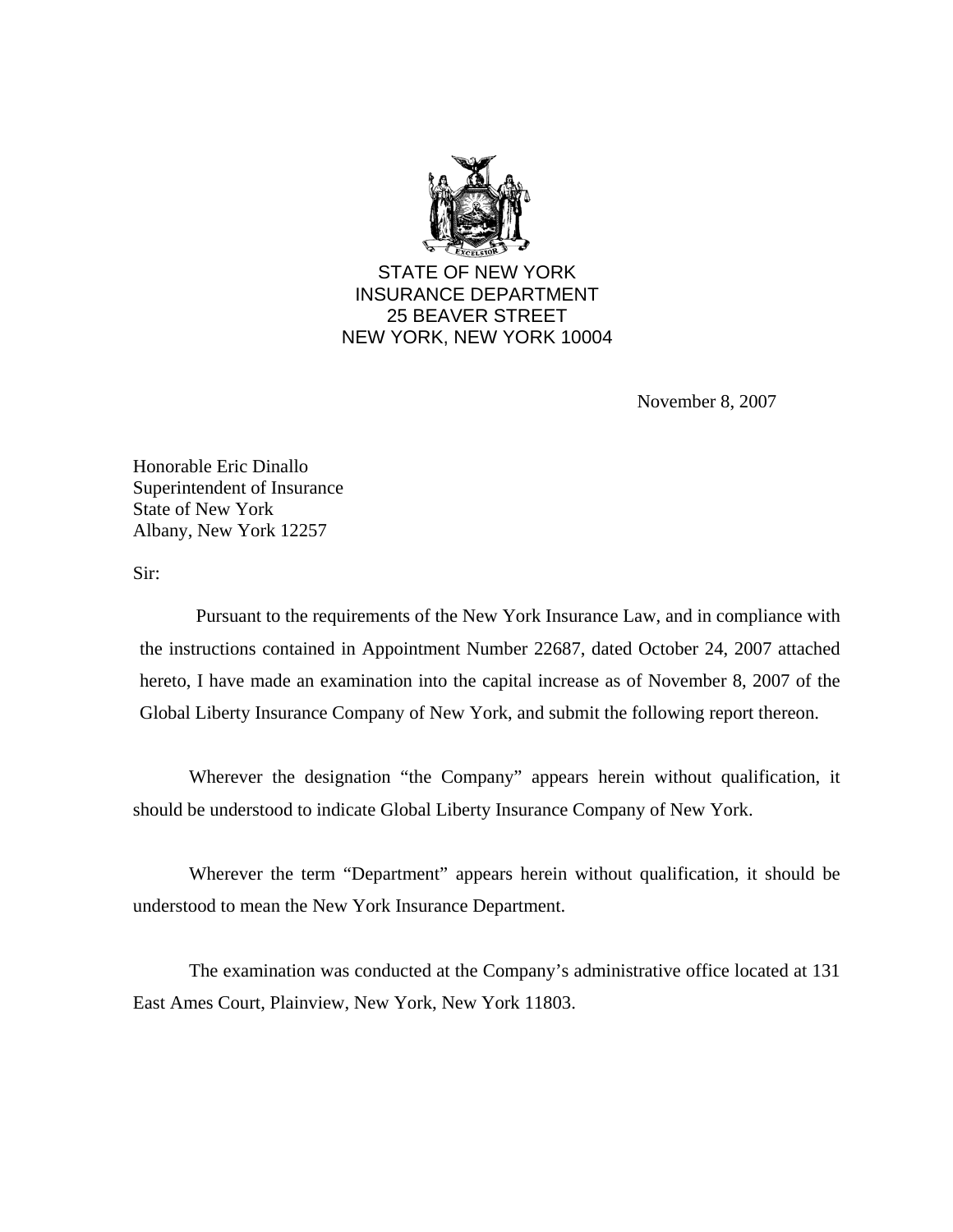STATE OF NEW YORK
INSURANCE DEPARTMENT
25 BEAVER STREET
NEW YORK, NEW YORK 10004

November 8, 2007

Honorable Eric Dinallo
Superintendent of Insurance
State of New York
Albany, New York 12257

Sir:

Pursuant to the requirements of the New York Insurance Law, and in compliance with the instructions contained in Appointment Number 22687, dated October 24, 2007 attached hereto, I have made an examination into the capital increase as of November 8, 2007 of the Global Liberty Insurance Company of New York, and submit the following report thereon.

Wherever the designation "the Company" appears herein without qualification, it should be understood to indicate Global Liberty Insurance Company of New York.

Wherever the term "Department" appears herein without qualification, it should be understood to mean the New York Insurance Department.

The examination was conducted at the Company's administrative office located at 131 East Ames Court, Plainview, New York, New York 11803.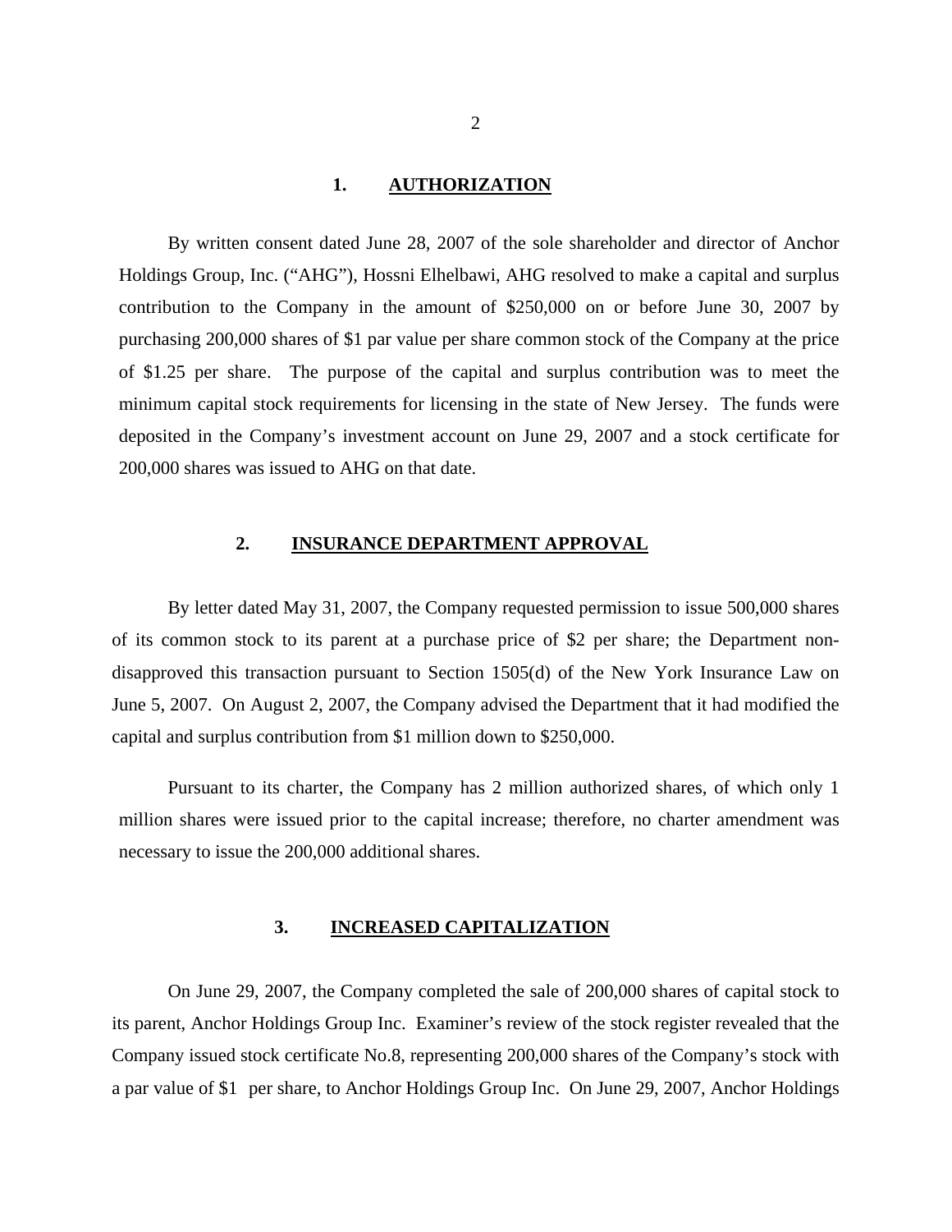## 1. AUTHORIZATION

By written consent dated June 28, 2007 of the sole shareholder and director of Anchor Holdings Group, Inc. ("AHG"), Hossni Elhelbawi, AHG resolved to make a capital and surplus contribution to the Company in the amount of $250,000 on or before June 30, 2007 by purchasing 200,000 shares of $1 par value per share common stock of the Company at the price of $1.25 per share. The purpose of the capital and surplus contribution was to meet the minimum capital stock requirements for licensing in the state of New Jersey. The funds were deposited in the Company's investment account on June 29, 2007 and a stock certificate for 200,000 shares was issued to AHG on that date.

## 2. INSURANCE DEPARTMENT APPROVAL

By letter dated May 31, 2007, the Company requested permission to issue 500,000 shares of its common stock to its parent at a purchase price of $2 per share; the Department non-disapproved this transaction pursuant to Section 1505(d) of the New York Insurance Law on June 5, 2007. On August 2, 2007, the Company advised the Department that it had modified the capital and surplus contribution from $1 million down to $250,000.

Pursuant to its charter, the Company has 2 million authorized shares, of which only 1 million shares were issued prior to the capital increase; therefore, no charter amendment was necessary to issue the 200,000 additional shares.

## 3. INCREASED CAPITALIZATION

On June 29, 2007, the Company completed the sale of 200,000 shares of capital stock to its parent, Anchor Holdings Group Inc. Examiner's review of the stock register revealed that the Company issued stock certificate No.8, representing 200,000 shares of the Company's stock with a par value of $1 per share, to Anchor Holdings Group Inc. On June 29, 2007, Anchor Holdings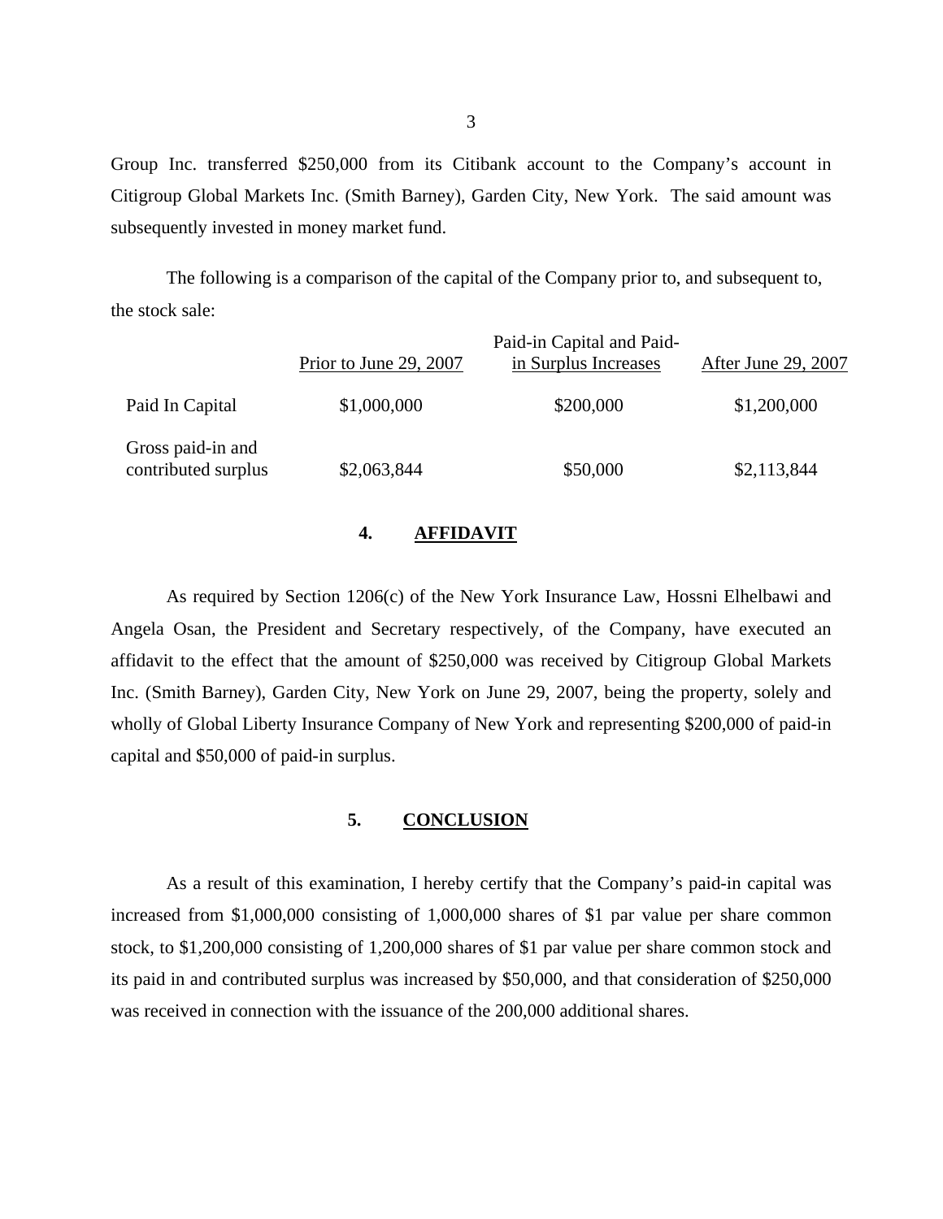Group Inc. transferred $250,000 from its Citibank account to the Company's account in Citigroup Global Markets Inc. (Smith Barney), Garden City, New York. The said amount was subsequently invested in money market fund.

The following is a comparison of the capital of the Company prior to, and subsequent to, the stock sale:

| | Prior to June 29, 2007 | Paid-in Capital and Paid-in Surplus Increases | After June 29, 2007 |
|---|---|---|---|
| Paid In Capital | $1,000,000 | $200,000 | $1,200,000 |
| Gross paid-in and contributed surplus | $2,063,844 | $50,000 | $2,113,844 |

## 4. AFFIDAVIT

As required by Section 1206(c) of the New York Insurance Law, Hossni Elhelbawi and Angela Osan, the President and Secretary respectively, of the Company, have executed an affidavit to the effect that the amount of $250,000 was received by Citigroup Global Markets Inc. (Smith Barney), Garden City, New York on June 29, 2007, being the property, solely and wholly of Global Liberty Insurance Company of New York and representing $200,000 of paid-in capital and $50,000 of paid-in surplus.

## 5. CONCLUSION

As a result of this examination, I hereby certify that the Company's paid-in capital was increased from $1,000,000 consisting of 1,000,000 shares of $1 par value per share common stock, to $1,200,000 consisting of 1,200,000 shares of $1 par value per share common stock and its paid in and contributed surplus was increased by $50,000, and that consideration of $250,000 was received in connection with the issuance of the 200,000 additional shares.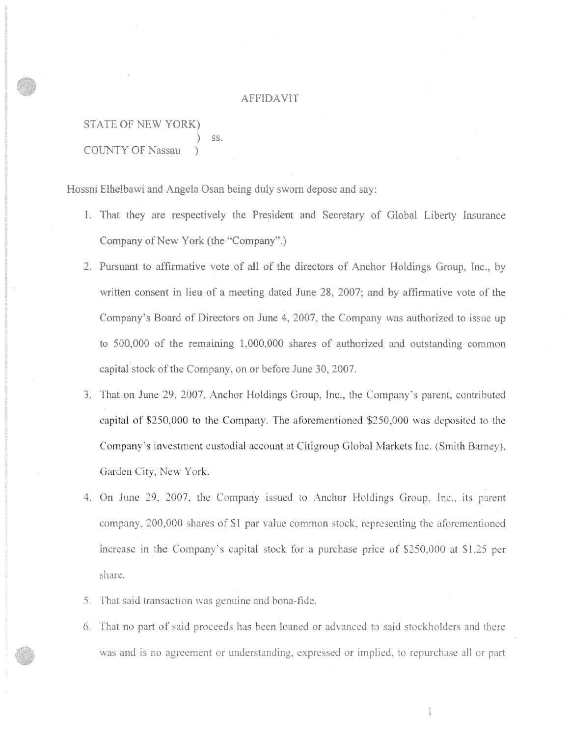# AFFIDAVIT

STATE OF NEW YORK)
) ss.
COUNTY OF Nassau )

Hossni Elhelbawi and Angela Osan being duly sworn depose and say:

1. That they are respectively the President and Secretary of Global Liberty Insurance Company of New York (the "Company".)
2. Pursuant to affirmative vote of all of the directors of Anchor Holdings Group, Inc., by written consent in lieu of a meeting dated June 28, 2007; and by affirmative vote of the Company's Board of Directors on June 4, 2007, the Company was authorized to issue up to 500,000 of the remaining 1,000,000 shares of authorized and outstanding common capital stock of the Company, on or before June 30, 2007.
3. That on June 29, 2007, Anchor Holdings Group, Inc., the Company's parent, contributed capital of $250,000 to the Company. The aforementioned $250,000 was deposited to the Company's investment custodial account at Citigroup Global Markets Inc. (Smith Barney), Garden City, New York.
4. On June 29, 2007, the Company issued to Anchor Holdings Group, Inc., its parent company, 200,000 shares of $1 par value common stock, representing the aforementioned increase in the Company's capital stock for a purchase price of $250,000 at $1.25 per share.
5. That said transaction was genuine and bona-fide.
6. That no part of said proceeds has been loaned or advanced to said stockholders and there was and is no agreement or understanding, expressed or implied, to repurchase all or part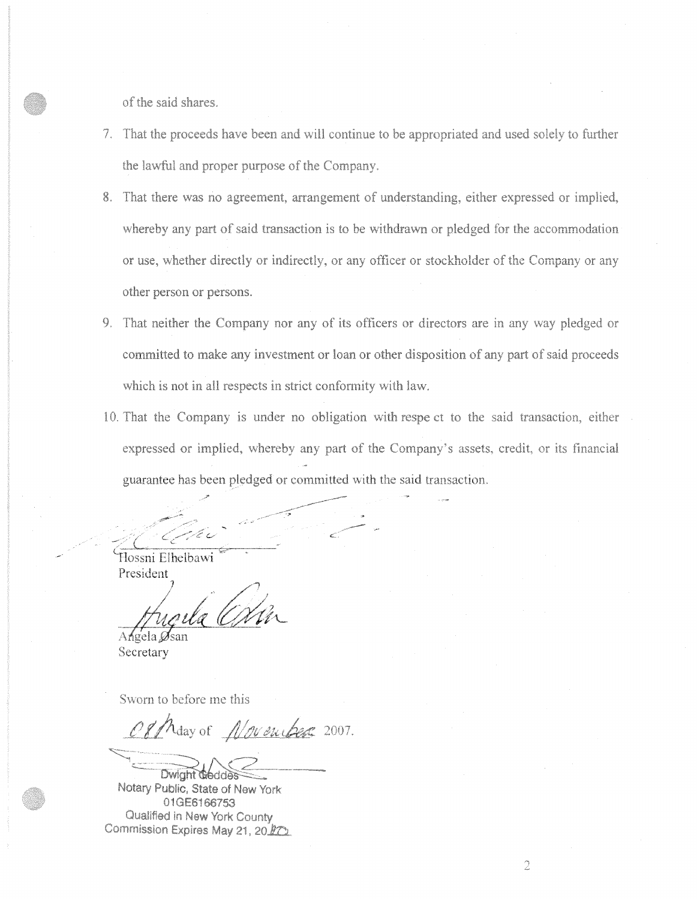of the said shares.

7. That the proceeds have been and will continue to be appropriated and used solely to further the lawful and proper purpose of the Company.
8. That there was no agreement, arrangement of understanding, either expressed or implied, whereby any part of said transaction is to be withdrawn or pledged for the accommodation or use, whether directly or indirectly, or any officer or stockholder of the Company or any other person or persons.
9. That neither the Company nor any of its officers or directors are in any way pledged or committed to make any investment or loan or other disposition of any part of said proceeds which is not in all respects in strict conformity with law.
10. That the Company is under no obligation with respe ct to the said transaction, either expressed or implied, whereby any part of the Company's assets, credit, or its financial guarantee has been pledged or committed with the said transaction.

Hossni Elhelbawi
President

Angela Osan
Secretary

Sworn to before me this

08th day of November 2007.

Dwight Geddes
Notary Public, State of New York
01GE6166753
Qualified in New York County
Commission Expires May 21, 20__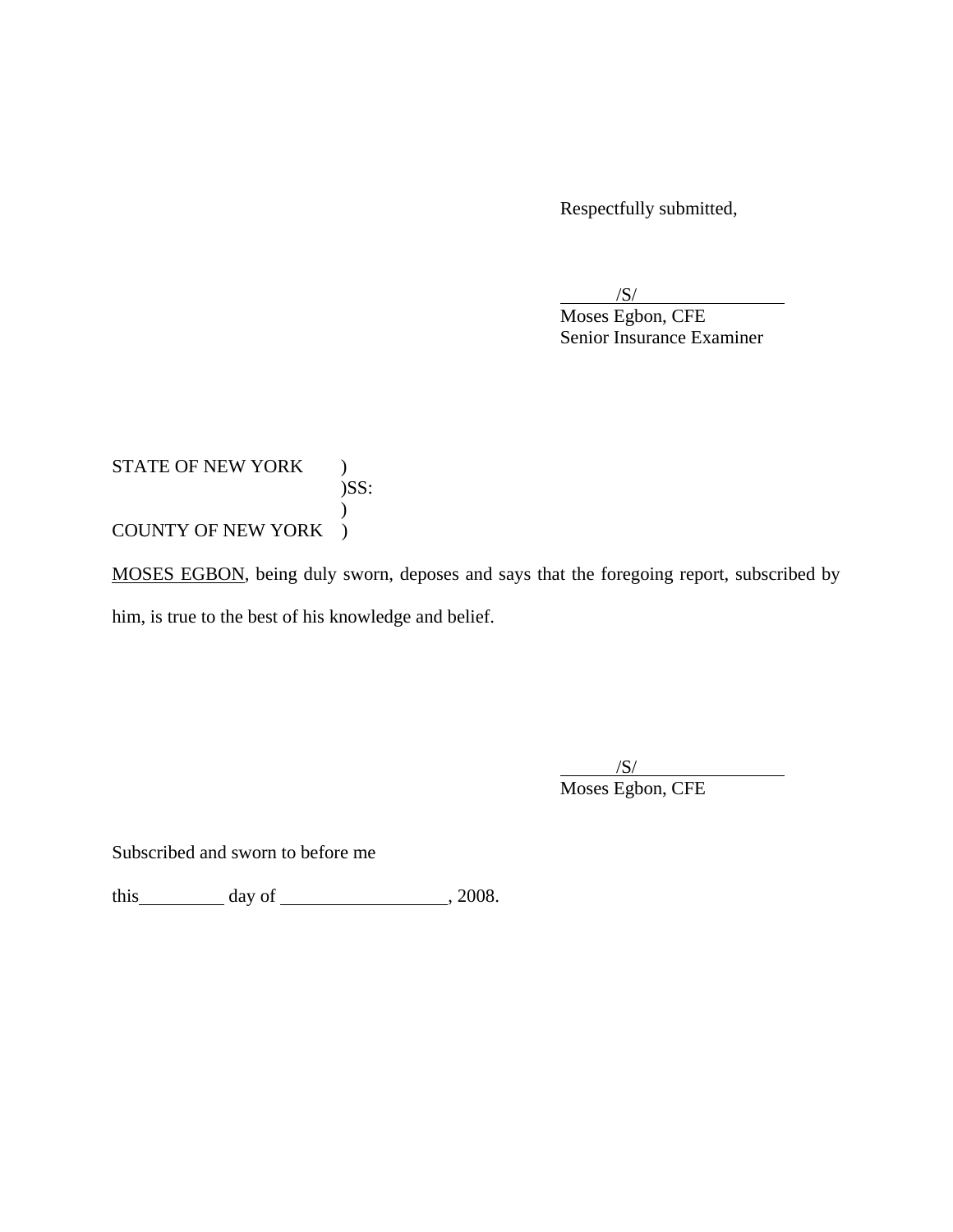Respectfully submitted,

/S/

Moses Egbon, CFE
Senior Insurance Examiner

STATE OF NEW YORK )
)SS:
)
COUNTY OF NEW YORK )

MOSES EGBON, being duly sworn, deposes and says that the foregoing report, subscribed by him, is true to the best of his knowledge and belief.

/S/

Moses Egbon, CFE

Subscribed and sworn to before me

this \_\_\_\_\_\_\_\_\_ day of \_\_\_\_\_\_\_\_\_\_\_\_\_\_\_\_\_\_, 2008.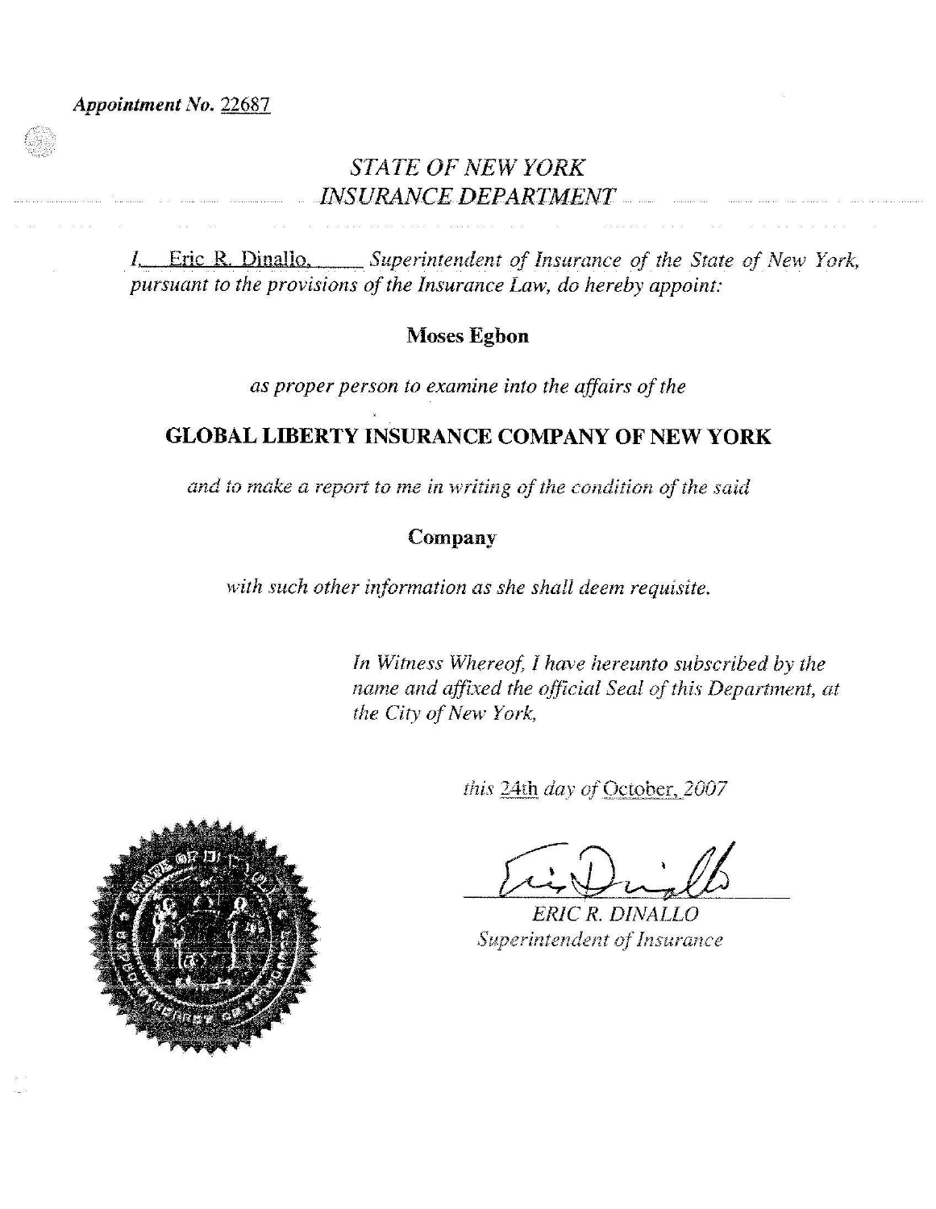*Appointment No.* 22687

## *STATE OF NEW YORK*
## *INSURANCE DEPARTMENT*

*I,* Eric R. Dinallo, *Superintendent of Insurance of the State of New York, pursuant to the provisions of the Insurance Law, do hereby appoint:*

**Moses Egbon**

*as proper person to examine into the affairs of the*

**GLOBAL LIBERTY INSURANCE COMPANY OF NEW YORK**

*and to make a report to me in writing of the condition of the said*

**Company**

*with such other information as she shall deem requisite.*

*In Witness Whereof, I have hereunto subscribed by the name and affixed the official Seal of this Department, at the City of New York,*

*this* 24th *day of* October, *2007*

*ERIC R. DINALLO*
*Superintendent of Insurance*